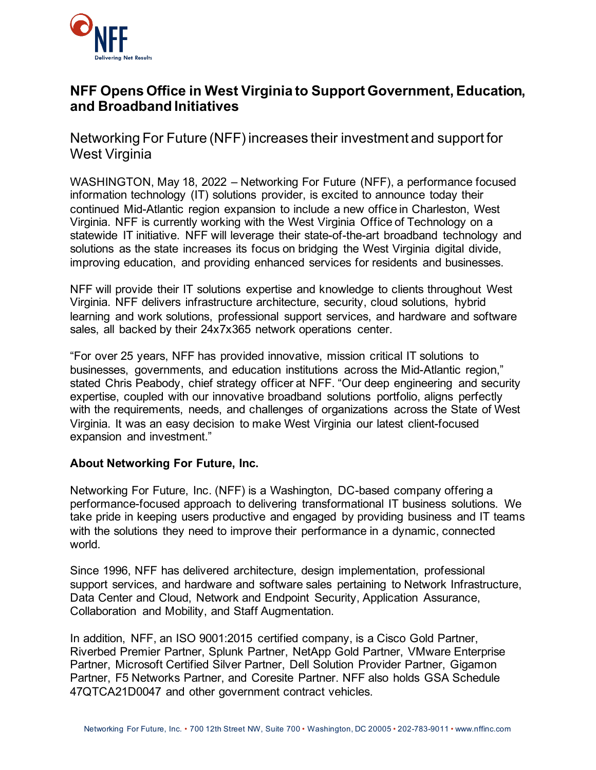# NFF Opens Office in West Virginia to Support Government, Education, and Broadband Initiatives

## Networking For Future (NFF) increases their investment and support for West Virginia

WASHINGTON, May 18, 2022 – Networking For Future (NFF), a performance focused information technology (IT) solutions provider, is excited to announce today their continued Mid-Atlantic region expansion to include a new office in Charleston, West Virginia. NFF is currently working with the West Virginia Office of Technology on a statewide IT initiative. NFF will leverage their state-of-the-art broadband technology and solutions as the state increases its focus on bridging the West Virginia digital divide, improving education, and providing enhanced services for residents and businesses.

NFF will provide their IT solutions expertise and knowledge to clients throughout West Virginia. NFF delivers infrastructure architecture, security, cloud solutions, hybrid learning and work solutions, professional support services, and hardware and software sales, all backed by their 24x7x365 network operations center.

"For over 25 years, NFF has provided innovative, mission critical IT solutions to businesses, governments, and education institutions across the Mid-Atlantic region," stated Chris Peabody, chief strategy officer at NFF. "Our deep engineering and security expertise, coupled with our innovative broadband solutions portfolio, aligns perfectly with the requirements, needs, and challenges of organizations across the State of West Virginia. It was an easy decision to make West Virginia our latest client-focused expansion and investment."

### About Networking For Future, Inc.

Networking For Future, Inc. (NFF) is a Washington, DC-based company offering a performance-focused approach to delivering transformational IT business solutions. We take pride in keeping users productive and engaged by providing business and IT teams with the solutions they need to improve their performance in a dynamic, connected world.

Since 1996, NFF has delivered architecture, design implementation, professional support services, and hardware and software sales pertaining to Network Infrastructure, Data Center and Cloud, Network and Endpoint Security, Application Assurance, Collaboration and Mobility, and Staff Augmentation.

In addition, NFF, an ISO 9001:2015 certified company, is a Cisco Gold Partner, Riverbed Premier Partner, Splunk Partner, NetApp Gold Partner, VMware Enterprise Partner, Microsoft Certified Silver Partner, Dell Solution Provider Partner, Gigamon Partner, F5 Networks Partner, and Coresite Partner. NFF also holds GSA Schedule 47QTCA21D0047 and other government contract vehicles.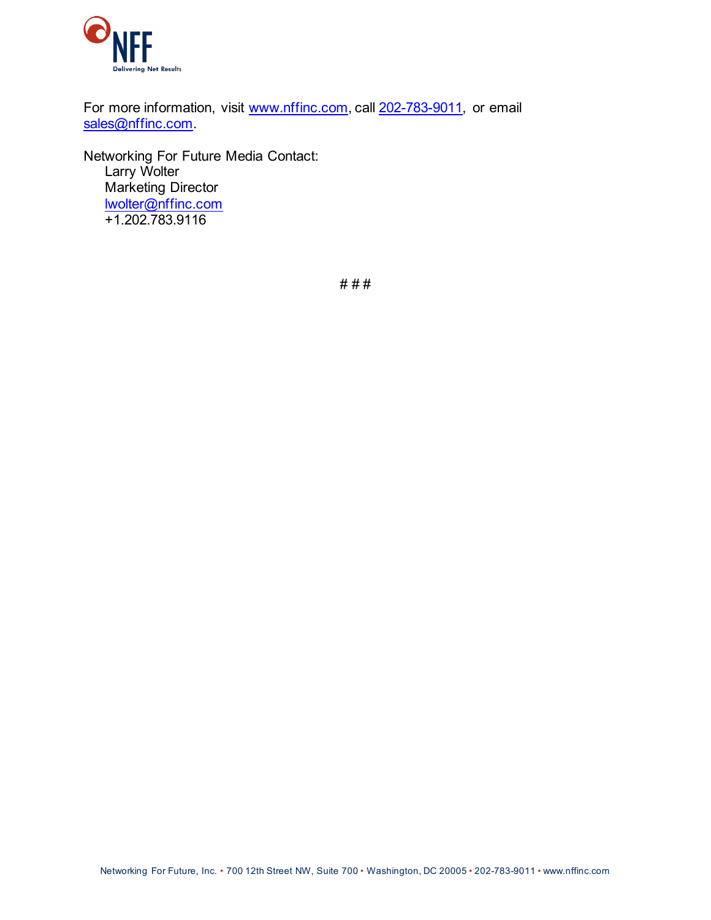For more information, visit www.nffinc.com, call 202-783-9011, or email sales@nffinc.com.

Networking For Future Media Contact:
Larry Wolter
Marketing Director
lwolter@nffinc.com
+1.202.783.9116

# # #

Networking For Future, Inc. • 700 12th Street NW, Suite 700 • Washington, DC 20005 • 202-783-9011 • www.nffinc.com